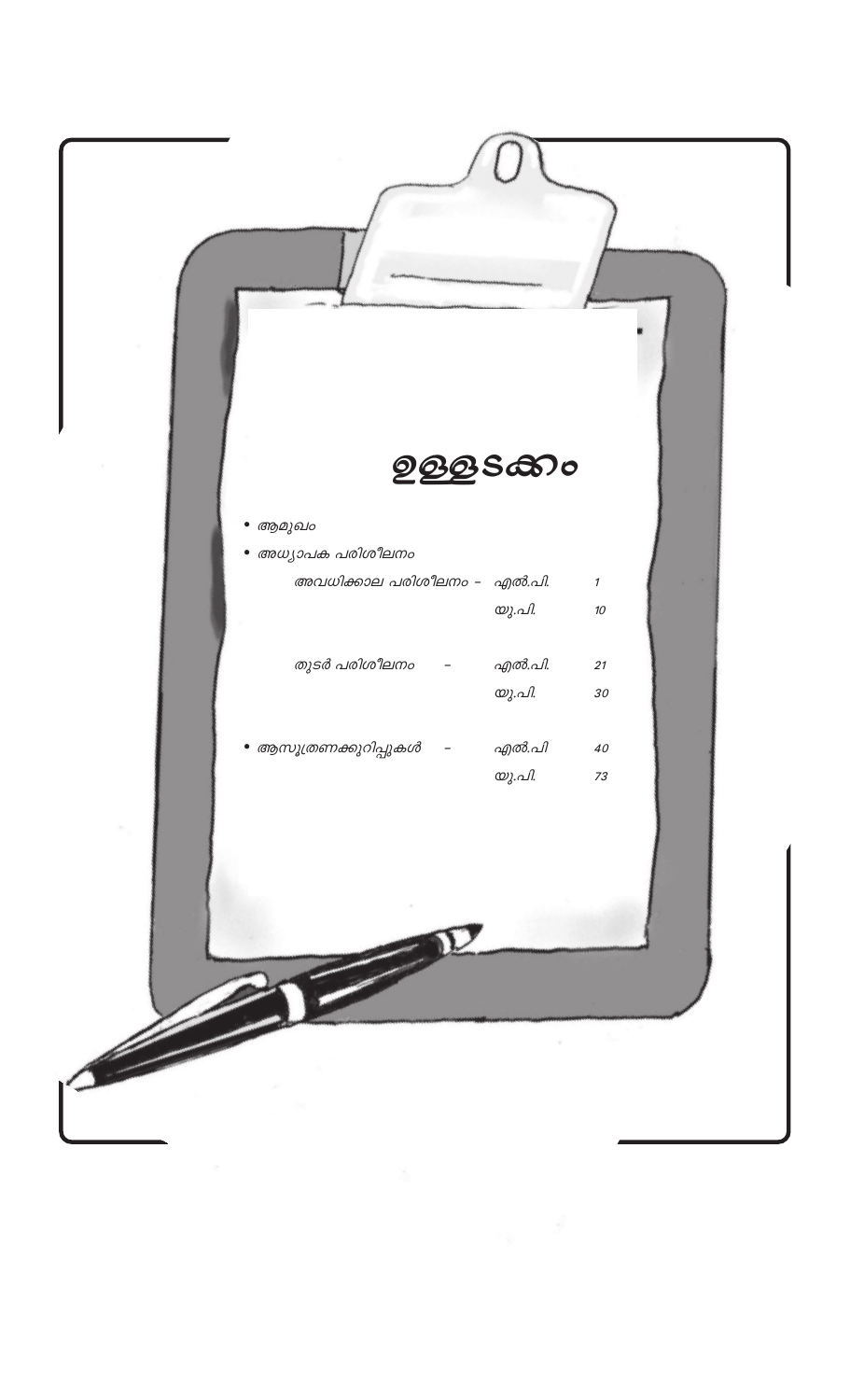# ഉള്ളടക്കം

- ആമുഖം
- അധ്യാപക പരിശീലനം

| | | | |
|---|---|---|---|
| അവധിക്കാല പരിശീലനം | – | എൽ.പി. | 1 |
| | | യു.പി. | 10 |
| തുടർ പരിശീലനം | – | എൽ.പി. | 21 |
| | | യു.പി. | 30 |

- ആസൂത്രണക്കുറിപ്പുകൾ

| | | | |
|---|---|---|---|
| ആസൂത്രണക്കുറിപ്പുകൾ | – | എൽ.പി | 40 |
| | | യു.പി. | 73 |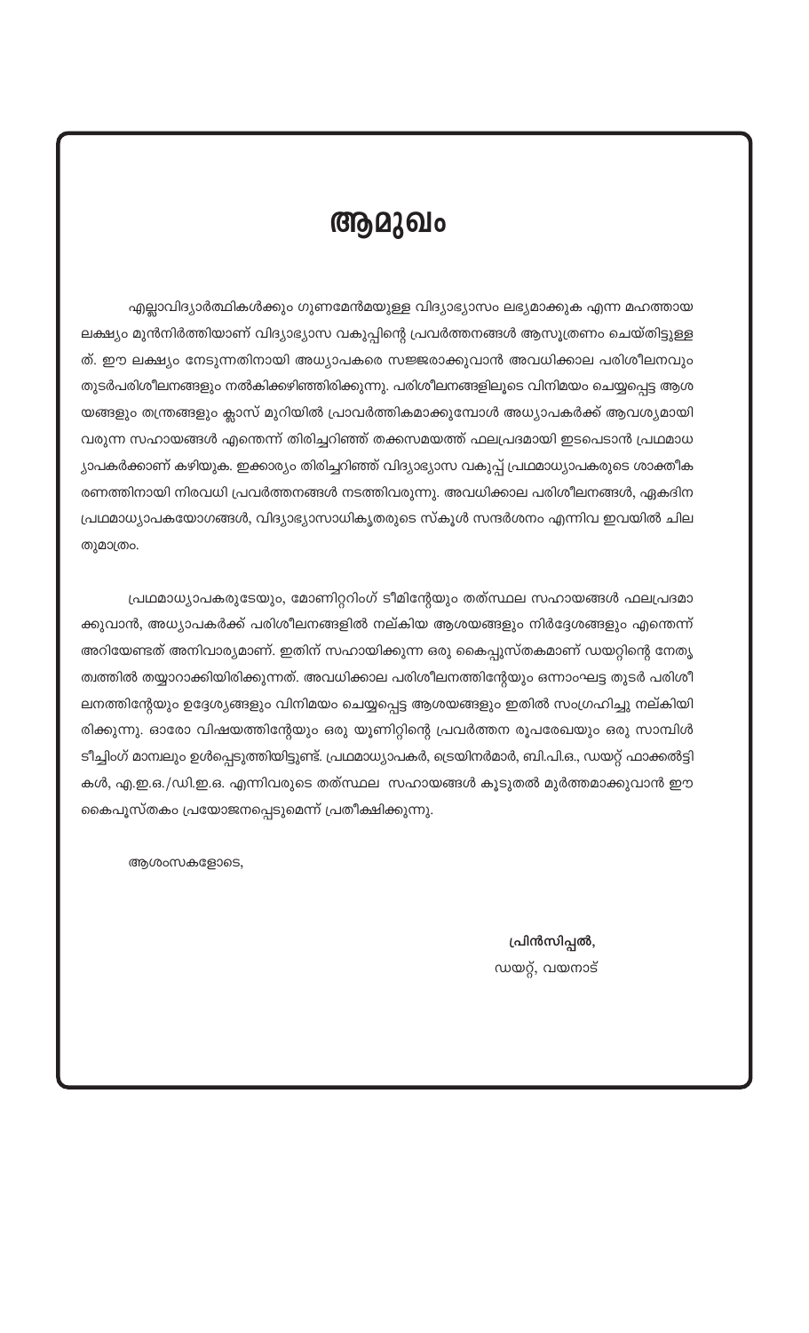# ആമുഖം

എല്ലാവിദ്യാർത്ഥികൾക്കും ഗുണമേൻമയുള്ള വിദ്യാഭ്യാസം ലഭ്യമാക്കുക എന്ന മഹത്തായ ലക്ഷ്യം മുൻനിർത്തിയാണ് വിദ്യാഭ്യാസ വകുപ്പിന്റെ പ്രവർത്തനങ്ങൾ ആസൂത്രണം ചെയ്തിട്ടുള്ളത്. ഈ ലക്ഷ്യം നേടുന്നതിനായി അധ്യാപകരെ സജ്ജരാക്കുവാൻ അവധിക്കാല പരിശീലനവും തുടർപരിശീലനങ്ങളും നൽകിക്കഴിഞ്ഞിരിക്കുന്നു. പരിശീലനങ്ങളിലൂടെ വിനിമയം ചെയ്യപ്പെട്ട ആശയങ്ങളും തന്ത്രങ്ങളും ക്ലാസ് മുറിയിൽ പ്രാവർത്തികമാക്കുമ്പോൾ അധ്യാപകർക്ക് ആവശ്യമായി വരുന്ന സഹായങ്ങൾ എന്തെന്ന് തിരിച്ചറിഞ്ഞ് തക്കസമയത്ത് ഫലപ്രദമായി ഇടപെടാൻ പ്രഥമാധ്യാപകർക്കാണ് കഴിയുക. ഇക്കാര്യം തിരിച്ചറിഞ്ഞ് വിദ്യാഭ്യാസ വകുപ്പ് പ്രഥമാധ്യാപകരുടെ ശാക്തീകരണത്തിനായി നിരവധി പ്രവർത്തനങ്ങൾ നടത്തിവരുന്നു. അവധിക്കാല പരിശീലനങ്ങൾ, ഏകദിന പ്രഥമാധ്യാപകയോഗങ്ങൾ, വിദ്യാഭ്യാസാധികൃതരുടെ സ്കൂൾ സന്ദർശനം എന്നിവ ഇവയിൽ ചിലതുമാത്രം.

പ്രഥമാധ്യാപകരുടേയും, മോണിറ്ററിംഗ് ടീമിന്റേയും തത്സ്ഥല സഹായങ്ങൾ ഫലപ്രദമാക്കുവാൻ, അധ്യാപകർക്ക് പരിശീലനങ്ങളിൽ നല്കിയ ആശയങ്ങളും നിർദ്ദേശങ്ങളും എന്തെന്ന് അറിയേണ്ടത് അനിവാര്യമാണ്. ഇതിന് സഹായിക്കുന്ന ഒരു കൈപ്പുസ്തകമാണ് ഡയറ്റിന്റെ നേതൃത്വത്തിൽ തയ്യാറാക്കിയിരിക്കുന്നത്. അവധിക്കാല പരിശീലനത്തിന്റേയും ഒന്നാംഘട്ട തുടർ പരിശീലനത്തിന്റേയും ഉദ്ദേശ്യങ്ങളും വിനിമയം ചെയ്യപ്പെട്ട ആശയങ്ങളും ഇതിൽ സംഗ്രഹിച്ചു നല്കിയിരിക്കുന്നു. ഓരോ വിഷയത്തിന്റേയും ഒരു യൂണിറ്റിന്റെ പ്രവർത്തന രൂപരേഖയും ഒരു സാമ്പിൾ ടീച്ചിംഗ് മാന്വലും ഉൾപ്പെടുത്തിയിട്ടുണ്ട്. പ്രഥമാധ്യാപകർ, ട്രെയിനർമാർ, ബി.പി.ഒ., ഡയറ്റ് ഫാക്കൽട്ടികൾ, എ.ഇ.ഒ./ഡി.ഇ.ഒ. എന്നിവരുടെ തത്സ്ഥല സഹായങ്ങൾ കൂടുതൽ മൂർത്തമാക്കുവാൻ ഈ കൈപുസ്തകം പ്രയോജനപ്പെടുമെന്ന് പ്രതീക്ഷിക്കുന്നു.

ആശംസകളോടെ,

**പ്രിൻസിപ്പൽ,**
ഡയറ്റ്, വയനാട്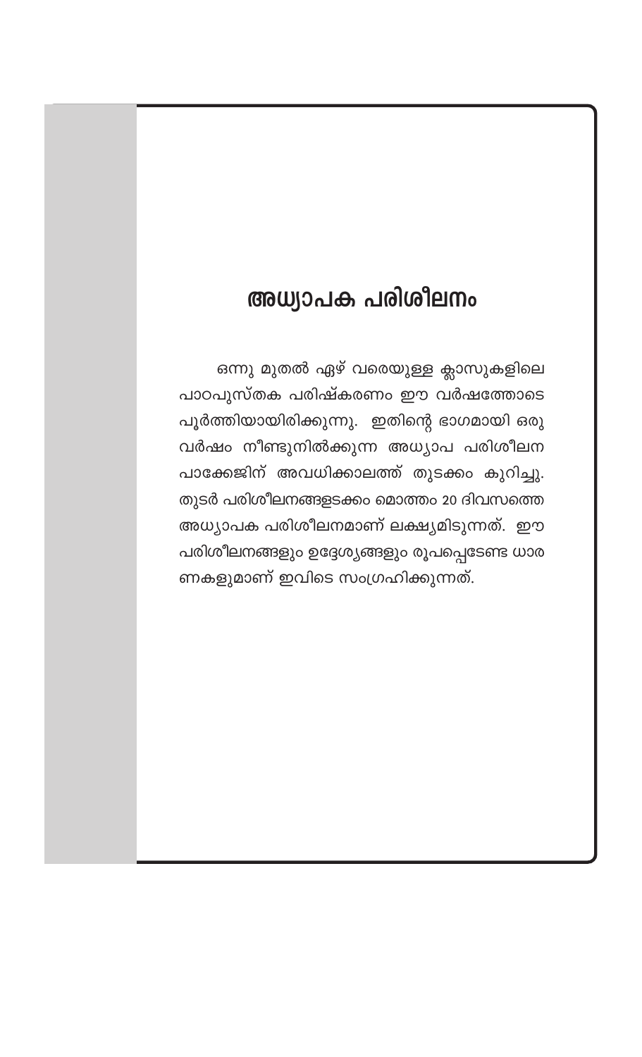# അധ്യാപക പരിശീലനം

ഒന്നു മുതൽ ഏഴ് വരെയുള്ള ക്ലാസുകളിലെ പാഠപുസ്തക പരിഷ്കരണം ഈ വർഷത്തോടെ പൂർത്തിയായിരിക്കുന്നു. ഇതിന്റെ ഭാഗമായി ഒരു വർഷം നീണ്ടുനിൽക്കുന്ന അധ്യാപ പരിശീലന പാക്കേജിന് അവധിക്കാലത്ത് തുടക്കം കുറിച്ചു. തുടർ പരിശീലനങ്ങളടക്കം മൊത്തം 20 ദിവസത്തെ അധ്യാപക പരിശീലനമാണ് ലക്ഷ്യമിടുന്നത്. ഈ പരിശീലനങ്ങളും ഉദ്ദേശ്യങ്ങളും രൂപപ്പെടേണ്ട ധാരണകളുമാണ് ഇവിടെ സംഗ്രഹിക്കുന്നത്.